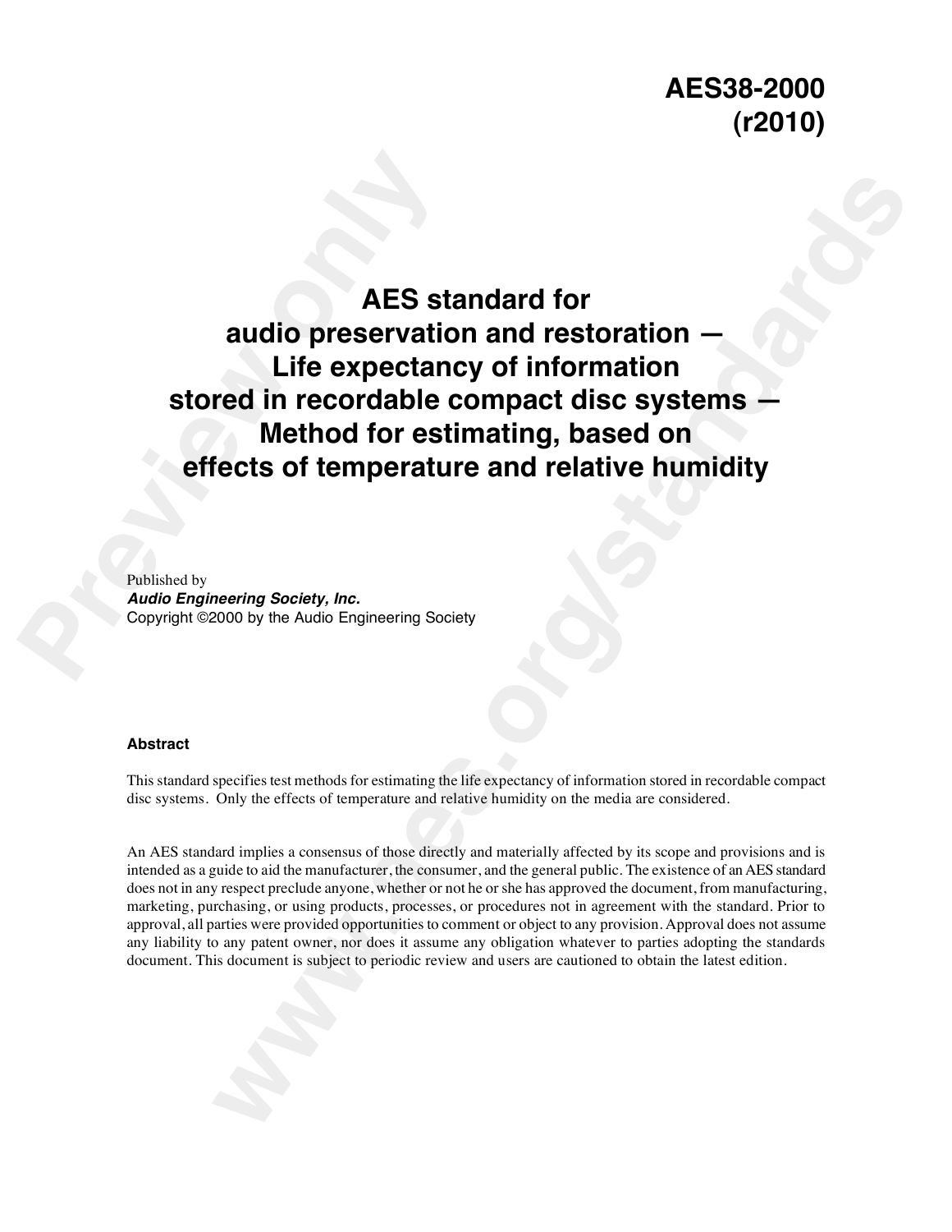**AES38-2000 (r2010)**

# AES standard for audio preservation and restoration — Life expectancy of information stored in recordable compact disc systems — Method for estimating, based on effects of temperature and relative humidity

Published by
***Audio Engineering Society, Inc.***
Copyright ©2000 by the Audio Engineering Society

**Abstract**

This standard specifies test methods for estimating the life expectancy of information stored in recordable compact disc systems. Only the effects of temperature and relative humidity on the media are considered.

An AES standard implies a consensus of those directly and materially affected by its scope and provisions and is intended as a guide to aid the manufacturer, the consumer, and the general public. The existence of an AES standard does not in any respect preclude anyone, whether or not he or she has approved the document, from manufacturing, marketing, purchasing, or using products, processes, or procedures not in agreement with the standard. Prior to approval, all parties were provided opportunities to comment or object to any provision. Approval does not assume any liability to any patent owner, nor does it assume any obligation whatever to parties adopting the standards document. This document is subject to periodic review and users are cautioned to obtain the latest edition.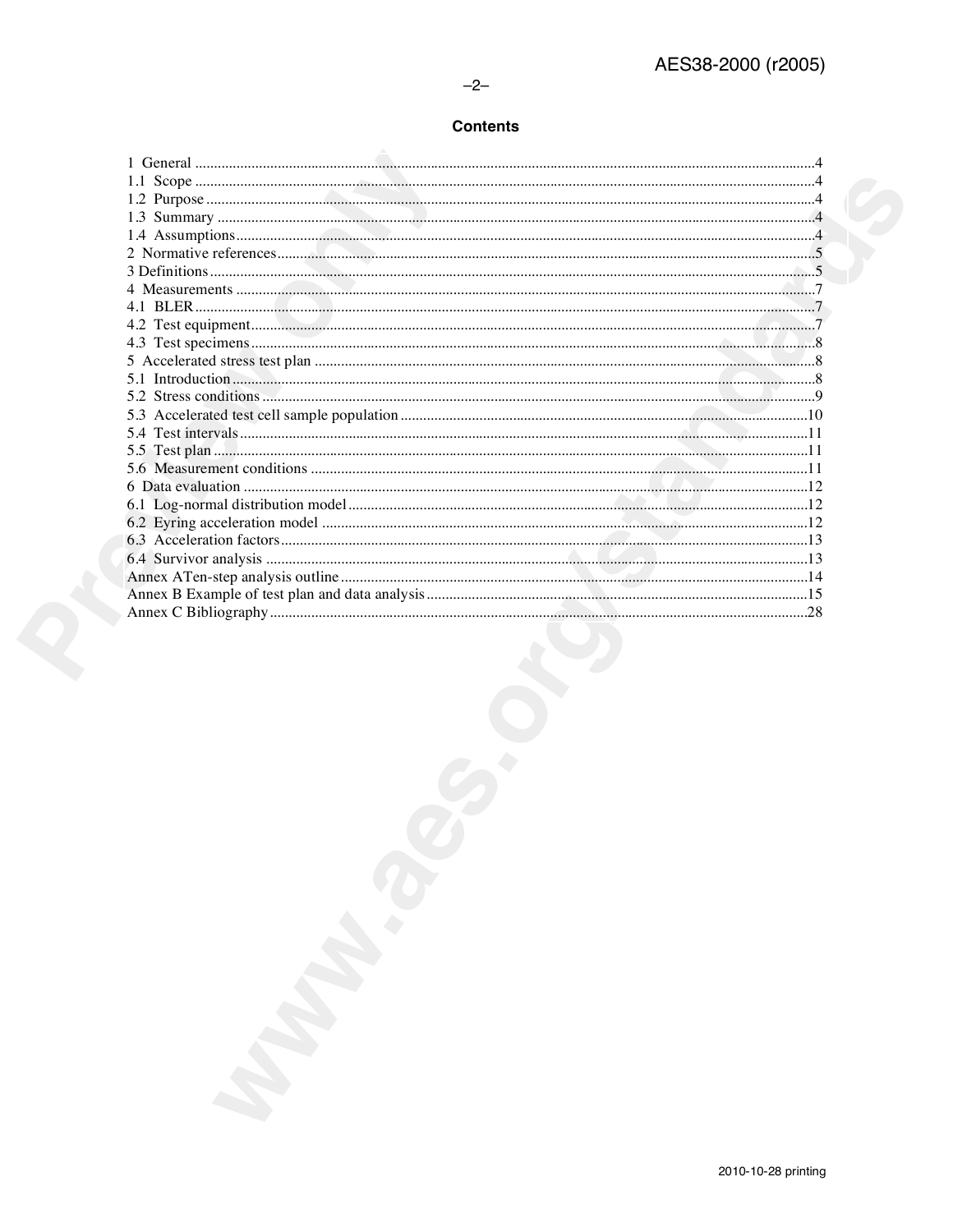## Contents

1 General ....................................................................................................................................................4
1.1 Scope ....................................................................................................................................................4
1.2 Purpose ................................................................................................................................................4
1.3 Summary ..............................................................................................................................................4
1.4 Assumptions.........................................................................................................................................4
2 Normative references...............................................................................................................................5
3 Definitions.................................................................................................................................................5
4 Measurements ..........................................................................................................................................7
4.1 BLER.....................................................................................................................................................7
4.2 Test equipment......................................................................................................................................7
4.3 Test specimens......................................................................................................................................8
5 Accelerated stress test plan .....................................................................................................................8
5.1 Introduction...........................................................................................................................................8
5.2 Stress conditions ...................................................................................................................................9
5.3 Accelerated test cell sample population ..............................................................................................10
5.4 Test intervals.........................................................................................................................................11
5.5 Test plan ...............................................................................................................................................11
5.6 Measurement conditions .....................................................................................................................11
6 Data evaluation .......................................................................................................................................12
6.1 Log-normal distribution model............................................................................................................12
6.2 Eyring acceleration model ..................................................................................................................12
6.3 Acceleration factors.............................................................................................................................13
6.4 Survivor analysis ..................................................................................................................................13
Annex ATen-step analysis outline..............................................................................................................14
Annex B Example of test plan and data analysis........................................................................................15
Annex C Bibliography.................................................................................................................................28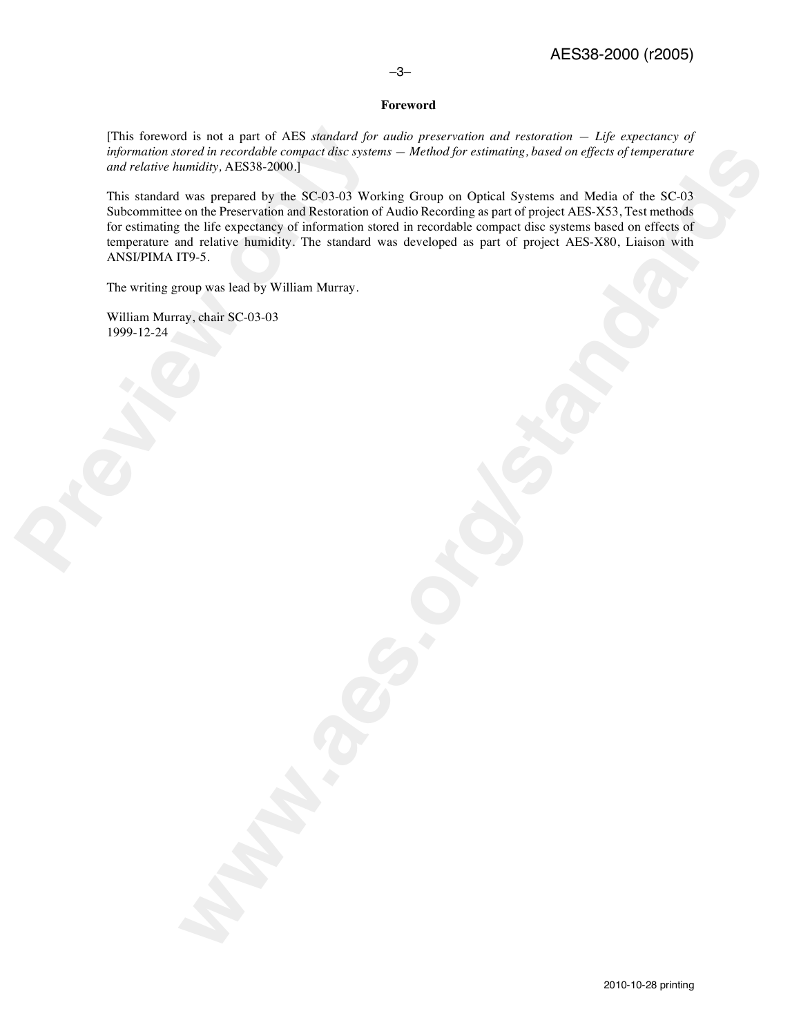## Foreword

[This foreword is not a part of AES *standard for audio preservation and restoration — Life expectancy of information stored in recordable compact disc systems — Method for estimating, based on effects of temperature and relative humidity,* AES38-2000.]

This standard was prepared by the SC-03-03 Working Group on Optical Systems and Media of the SC-03 Subcommittee on the Preservation and Restoration of Audio Recording as part of project AES-X53, Test methods for estimating the life expectancy of information stored in recordable compact disc systems based on effects of temperature and relative humidity. The standard was developed as part of project AES-X80, Liaison with ANSI/PIMA IT9-5.

The writing group was lead by William Murray.

William Murray, chair SC-03-03
1999-12-24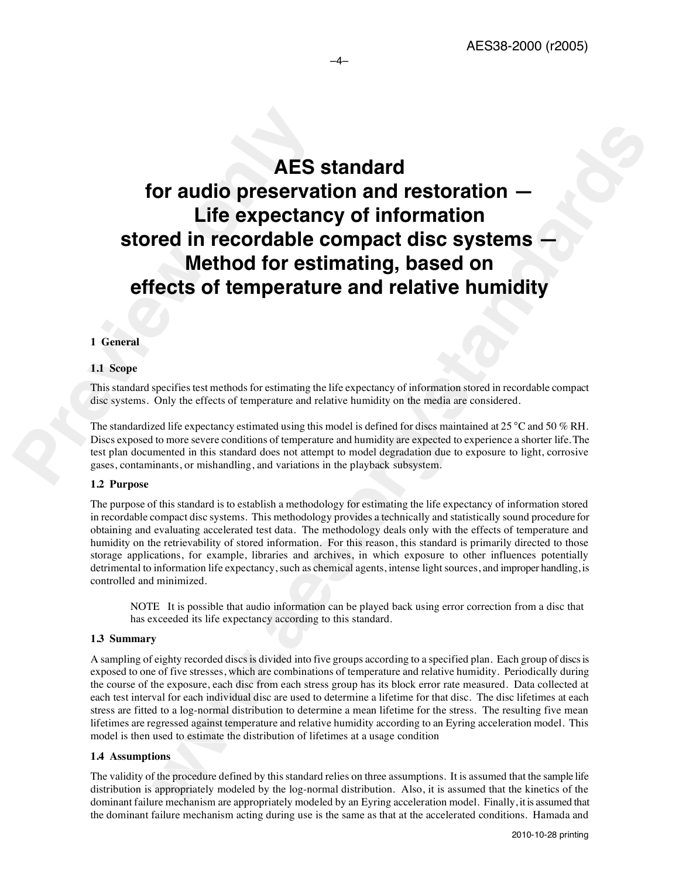# AES standard for audio preservation and restoration — Life expectancy of information stored in recordable compact disc systems — Method for estimating, based on effects of temperature and relative humidity

## 1 General

### 1.1 Scope

This standard specifies test methods for estimating the life expectancy of information stored in recordable compact disc systems. Only the effects of temperature and relative humidity on the media are considered.

The standardized life expectancy estimated using this model is defined for discs maintained at 25 °C and 50 % RH. Discs exposed to more severe conditions of temperature and humidity are expected to experience a shorter life. The test plan documented in this standard does not attempt to model degradation due to exposure to light, corrosive gases, contaminants, or mishandling, and variations in the playback subsystem.

### 1.2 Purpose

The purpose of this standard is to establish a methodology for estimating the life expectancy of information stored in recordable compact disc systems. This methodology provides a technically and statistically sound procedure for obtaining and evaluating accelerated test data. The methodology deals only with the effects of temperature and humidity on the retrievability of stored information. For this reason, this standard is primarily directed to those storage applications, for example, libraries and archives, in which exposure to other influences potentially detrimental to information life expectancy, such as chemical agents, intense light sources, and improper handling, is controlled and minimized.

> NOTE It is possible that audio information can be played back using error correction from a disc that has exceeded its life expectancy according to this standard.

### 1.3 Summary

A sampling of eighty recorded discs is divided into five groups according to a specified plan. Each group of discs is exposed to one of five stresses, which are combinations of temperature and relative humidity. Periodically during the course of the exposure, each disc from each stress group has its block error rate measured. Data collected at each test interval for each individual disc are used to determine a lifetime for that disc. The disc lifetimes at each stress are fitted to a log-normal distribution to determine a mean lifetime for the stress. The resulting five mean lifetimes are regressed against temperature and relative humidity according to an Eyring acceleration model. This model is then used to estimate the distribution of lifetimes at a usage condition

### 1.4 Assumptions

The validity of the procedure defined by this standard relies on three assumptions. It is assumed that the sample life distribution is appropriately modeled by the log-normal distribution. Also, it is assumed that the kinetics of the dominant failure mechanism are appropriately modeled by an Eyring acceleration model. Finally, it is assumed that the dominant failure mechanism acting during use is the same as that at the accelerated conditions. Hamada and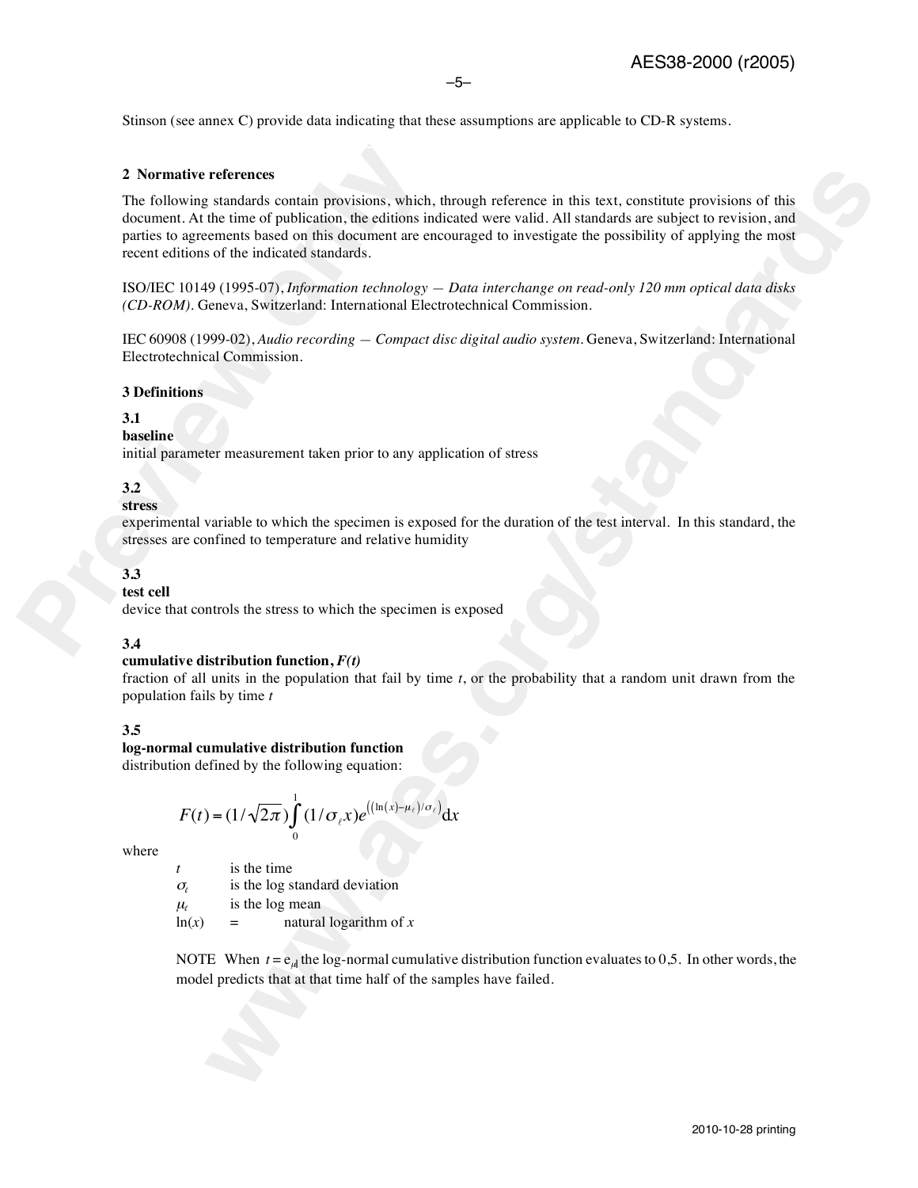Stinson (see annex C) provide data indicating that these assumptions are applicable to CD-R systems.

## 2 Normative references

The following standards contain provisions, which, through reference in this text, constitute provisions of this document. At the time of publication, the editions indicated were valid. All standards are subject to revision, and parties to agreements based on this document are encouraged to investigate the possibility of applying the most recent editions of the indicated standards.

ISO/IEC 10149 (1995-07), *Information technology — Data interchange on read-only 120 mm optical data disks (CD-ROM)*. Geneva, Switzerland: International Electrotechnical Commission.

IEC 60908 (1999-02), *Audio recording — Compact disc digital audio system*. Geneva, Switzerland: International Electrotechnical Commission.

## 3 Definitions

**3.1**
**baseline**
initial parameter measurement taken prior to any application of stress

**3.2**
**stress**
experimental variable to which the specimen is exposed for the duration of the test interval. In this standard, the stresses are confined to temperature and relative humidity

**3.3**
**test cell**
device that controls the stress to which the specimen is exposed

**3.4**
**cumulative distribution function, *F(t)***
fraction of all units in the population that fail by time *t*, or the probability that a random unit drawn from the population fails by time *t*

**3.5**
**log-normal cumulative distribution function**
distribution defined by the following equation:

$$F(t) = (1/\sqrt{2\pi})\int_0^1 (1/\sigma_\ell x)e^{\left(\left(\ln(x)-\mu_\ell\right)/\sigma_\ell\right)}\mathrm{d}x$$

where

- $t$ is the time
- $\sigma_\ell$ is the log standard deviation
- $\mu_\ell$ is the log mean
- $\ln(x)$ = natural logarithm of $x$

NOTE When $t = e_{\mu l}$ the log-normal cumulative distribution function evaluates to 0,5. In other words, the model predicts that at that time half of the samples have failed.